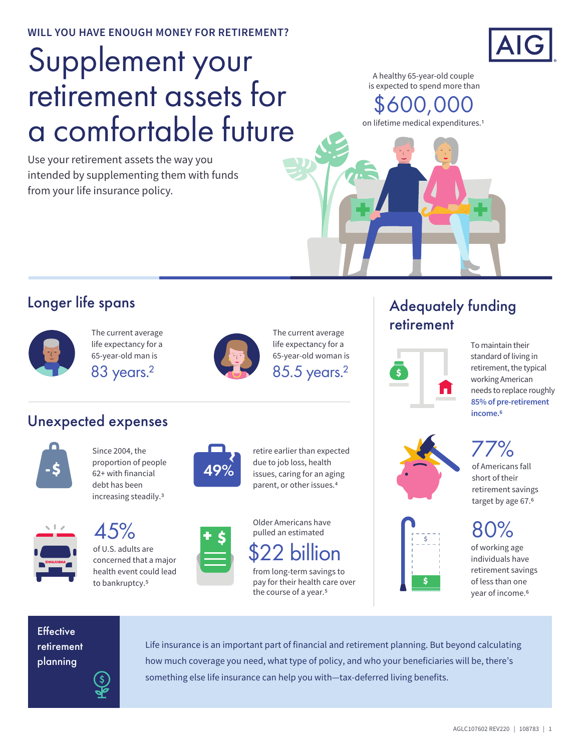WILL YOU HAVE ENOUGH MONEY FOR RETIREMENT?

# Supplement your retirement assets for a comfortable future

Use your retirement assets the way you intended by supplementing them with funds from your life insurance policy.

A healthy 65-year-old couple is expected to spend more than **$600,000** on lifetime medical expenditures.[1]

## Longer life spans

The current average life expectancy for a 65-year-old man is **83 years.**[2]

The current average life expectancy for a 65-year-old woman is **85.5 years.**[2]

## Unexpected expenses

Since 2004, the proportion of people 62+ with financial debt has been increasing steadily.[3]

**49%** retire earlier than expected due to job loss, health issues, caring for an aging parent, or other issues.[4]

**45%** of U.S. adults are concerned that a major health event could lead to bankruptcy.[5]

Older Americans have pulled an estimated **$22 billion** from long-term savings to pay for their health care over the course of a year.[5]

## Adequately funding retirement

To maintain their standard of living in retirement, the typical working American needs to replace roughly **85% of pre-retirement income.**[6]

**77%** of Americans fall short of their retirement savings target by age 67.[6]

**80%** of working age individuals have retirement savings of less than one year of income.[6]

## Effective retirement planning

Life insurance is an important part of financial and retirement planning. But beyond calculating how much coverage you need, what type of policy, and who your beneficiaries will be, there's something else life insurance can help you with—tax-deferred living benefits.

AGLC107602 REV220 | 108783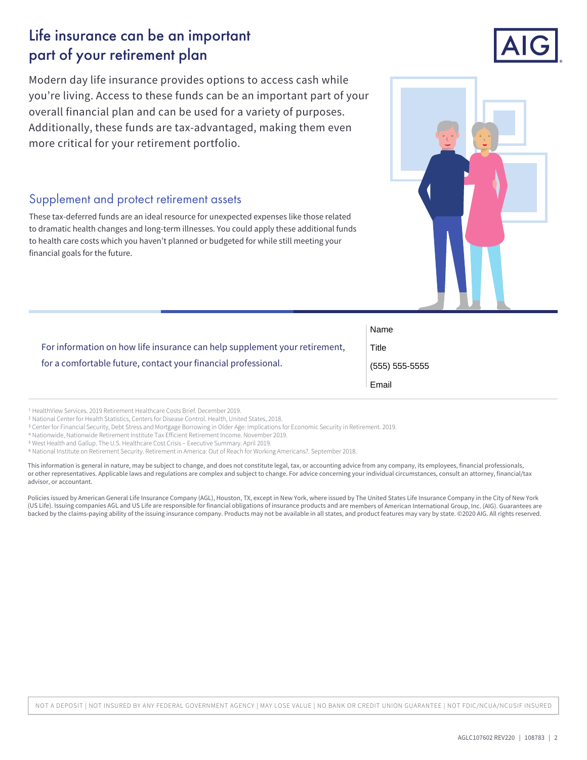# Life insurance can be an important part of your retirement plan

Modern day life insurance provides options to access cash while you're living. Access to these funds can be an important part of your overall financial plan and can be used for a variety of purposes. Additionally, these funds are tax-advantaged, making them even more critical for your retirement portfolio.

## Supplement and protect retirement assets

These tax-deferred funds are an ideal resource for unexpected expenses like those related to dramatic health changes and long-term illnesses. You could apply these additional funds to health care costs which you haven't planned or budgeted for while still meeting your financial goals for the future.

For information on how life insurance can help supplement your retirement, for a comfortable future, contact your financial professional.

Name

Title

(555) 555-5555

Email

[1] HealthView Services. 2019 Retirement Healthcare Costs Brief. December 2019.
[2] National Center for Health Statistics, Centers for Disease Control. Health, United States, 2018.
[3] Center for Financial Security, Debt Stress and Mortgage Borrowing in Older Age: Implications for Economic Security in Retirement. 2019.
[4] Nationwide, Nationwide Retirement Institute Tax Efficient Retirement Income. November 2019.
[5] West Health and Gallup. The U.S. Healthcare Cost Crisis – Executive Summary. April 2019.
[6] National Institute on Retirement Security. Retirement in America: Out of Reach for Working Americans?. September 2018.

This information is general in nature, may be subject to change, and does not constitute legal, tax, or accounting advice from any company, its employees, financial professionals, or other representatives. Applicable laws and regulations are complex and subject to change. For advice concerning your individual circumstances, consult an attorney, financial/tax advisor, or accountant.

Policies issued by American General Life Insurance Company (AGL), Houston, TX, except in New York, where issued by The United States Life Insurance Company in the City of New York (US Life). Issuing companies AGL and US Life are responsible for financial obligations of insurance products and are members of American International Group, Inc. (AIG). Guarantees are backed by the claims-paying ability of the issuing insurance company. Products may not be available in all states, and product features may vary by state. ©2020 AIG. All rights reserved.

NOT A DEPOSIT | NOT INSURED BY ANY FEDERAL GOVERNMENT AGENCY | MAY LOSE VALUE | NO BANK OR CREDIT UNION GUARANTEE | NOT FDIC/NCUA/NCUSIF INSURED

AGLC107602 REV220 | 108783